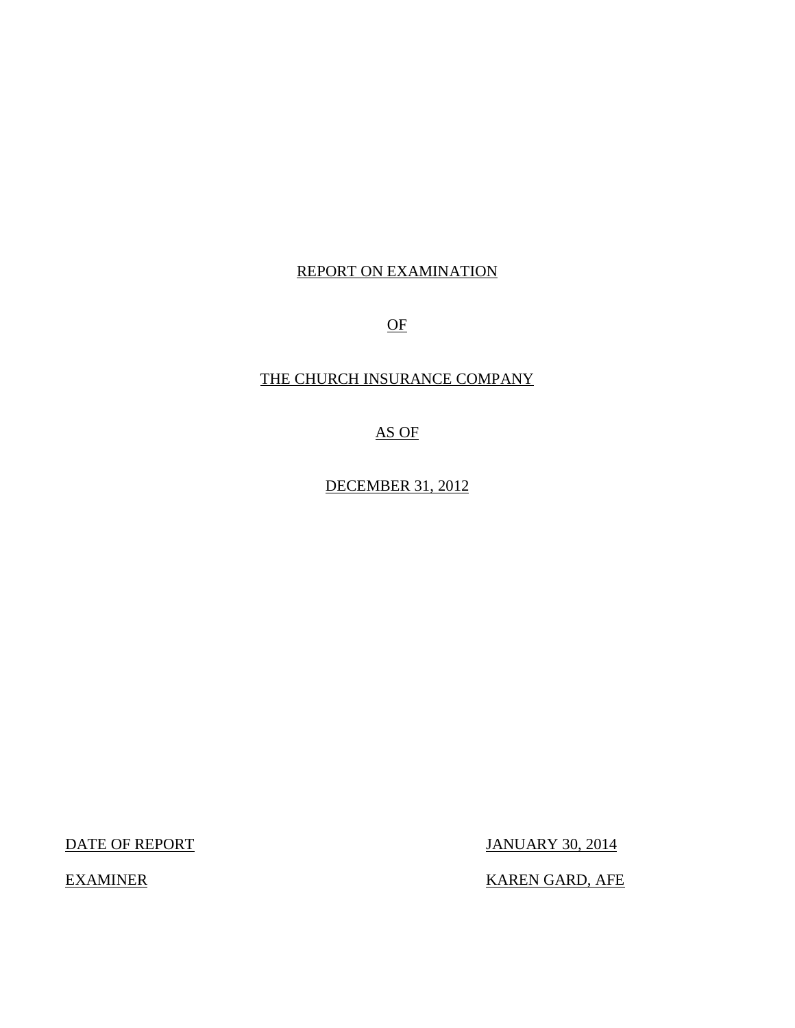REPORT ON EXAMINATION

OF

THE CHURCH INSURANCE COMPANY

AS OF

DECEMBER 31, 2012

| DATE OF REPORT | JANUARY 30, 2014 |
|---|---|
| EXAMINER | KAREN GARD, AFE |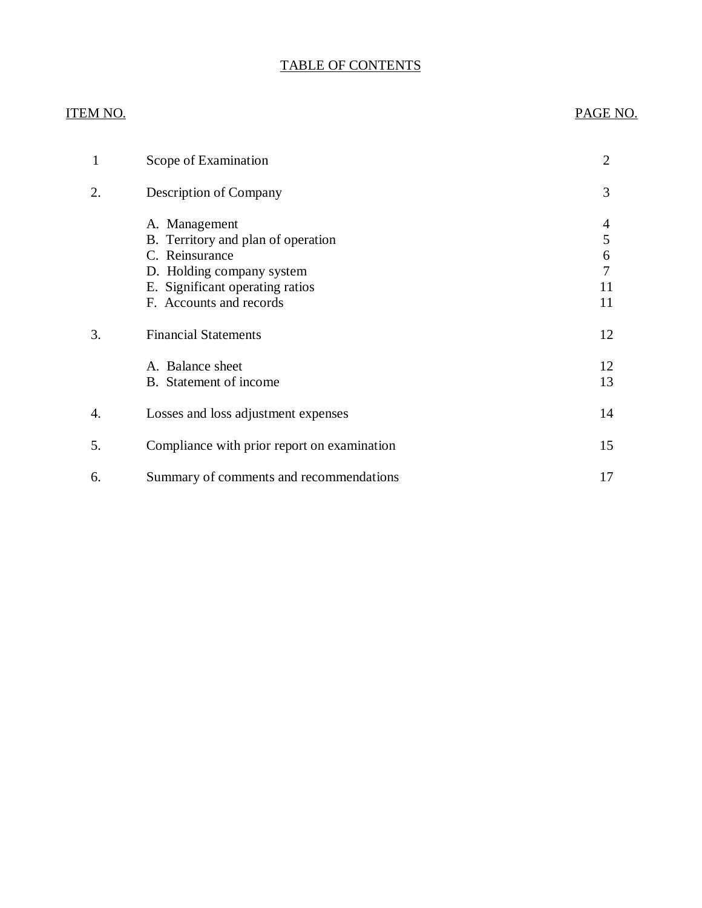# TABLE OF CONTENTS

| ITEM NO. | | PAGE NO. |
|---|---|---|
| 1 | Scope of Examination | 2 |
| 2. | Description of Company | 3 |
| | A. Management | 4 |
| | B. Territory and plan of operation | 5 |
| | C. Reinsurance | 6 |
| | D. Holding company system | 7 |
| | E. Significant operating ratios | 11 |
| | F. Accounts and records | 11 |
| 3. | Financial Statements | 12 |
| | A. Balance sheet | 12 |
| | B. Statement of income | 13 |
| 4. | Losses and loss adjustment expenses | 14 |
| 5. | Compliance with prior report on examination | 15 |
| 6. | Summary of comments and recommendations | 17 |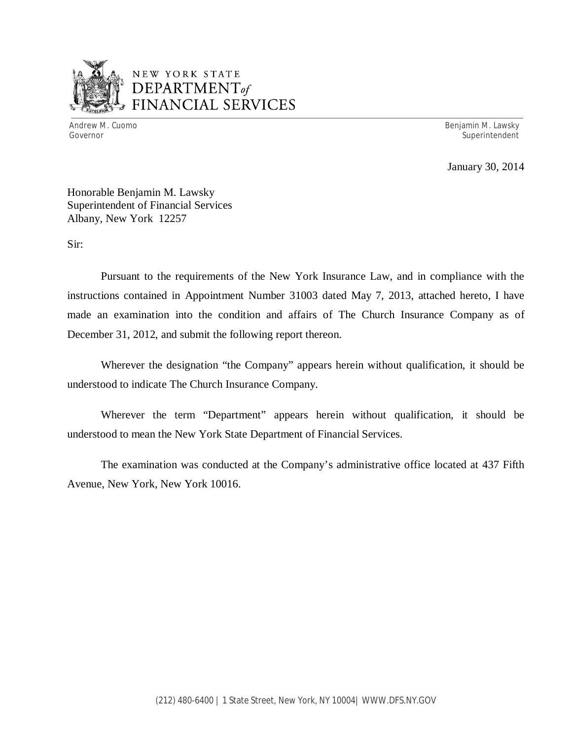NEW YORK STATE
DEPARTMENT *of*
FINANCIAL SERVICES

Andrew M. Cuomo
Governor

Benjamin M. Lawsky
Superintendent

January 30, 2014

Honorable Benjamin M. Lawsky
Superintendent of Financial Services
Albany, New York 12257

Sir:

Pursuant to the requirements of the New York Insurance Law, and in compliance with the instructions contained in Appointment Number 31003 dated May 7, 2013, attached hereto, I have made an examination into the condition and affairs of The Church Insurance Company as of December 31, 2012, and submit the following report thereon.

Wherever the designation "the Company" appears herein without qualification, it should be understood to indicate The Church Insurance Company.

Wherever the term "Department" appears herein without qualification, it should be understood to mean the New York State Department of Financial Services.

The examination was conducted at the Company's administrative office located at 437 Fifth Avenue, New York, New York 10016.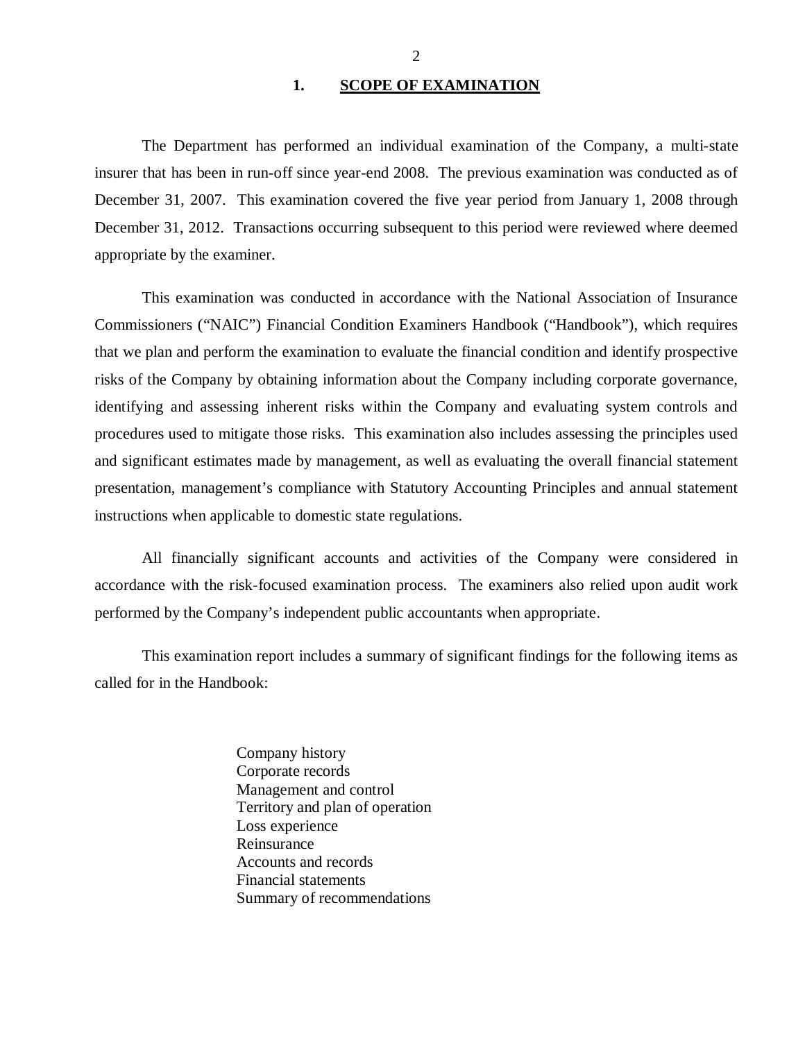## 1. SCOPE OF EXAMINATION

The Department has performed an individual examination of the Company, a multi-state insurer that has been in run-off since year-end 2008. The previous examination was conducted as of December 31, 2007. This examination covered the five year period from January 1, 2008 through December 31, 2012. Transactions occurring subsequent to this period were reviewed where deemed appropriate by the examiner.

This examination was conducted in accordance with the National Association of Insurance Commissioners ("NAIC") Financial Condition Examiners Handbook ("Handbook"), which requires that we plan and perform the examination to evaluate the financial condition and identify prospective risks of the Company by obtaining information about the Company including corporate governance, identifying and assessing inherent risks within the Company and evaluating system controls and procedures used to mitigate those risks. This examination also includes assessing the principles used and significant estimates made by management, as well as evaluating the overall financial statement presentation, management's compliance with Statutory Accounting Principles and annual statement instructions when applicable to domestic state regulations.

All financially significant accounts and activities of the Company were considered in accordance with the risk-focused examination process. The examiners also relied upon audit work performed by the Company's independent public accountants when appropriate.

This examination report includes a summary of significant findings for the following items as called for in the Handbook:

- Company history
- Corporate records
- Management and control
- Territory and plan of operation
- Loss experience
- Reinsurance
- Accounts and records
- Financial statements
- Summary of recommendations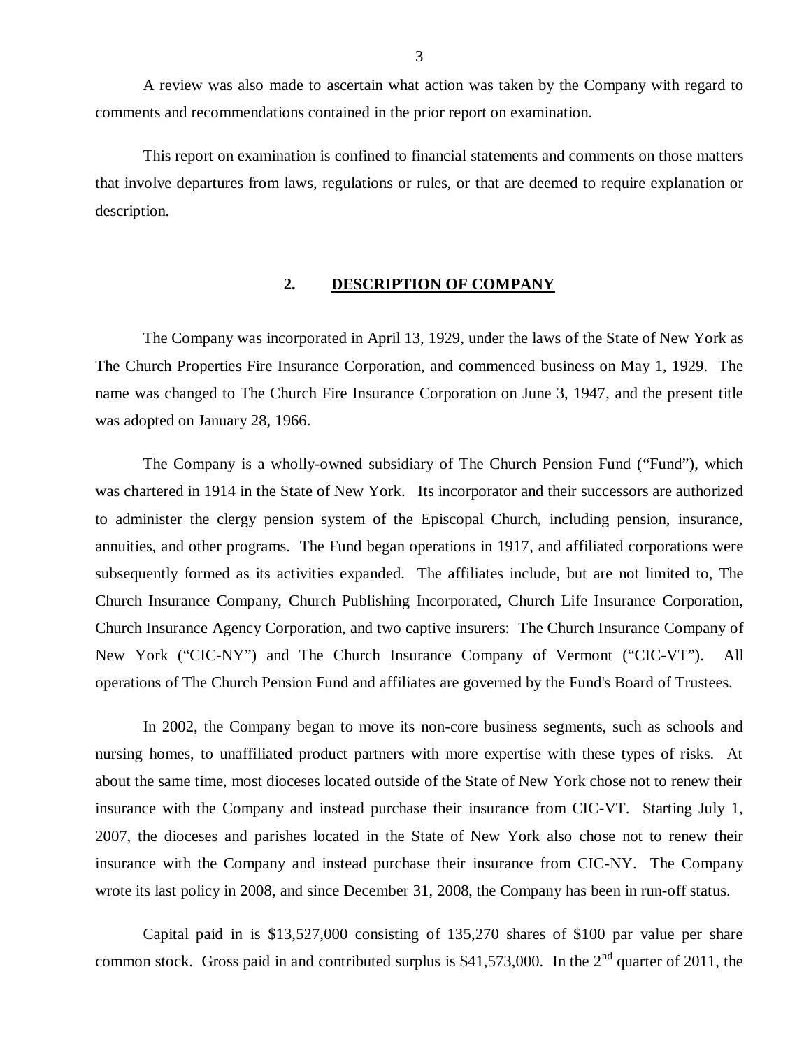A review was also made to ascertain what action was taken by the Company with regard to comments and recommendations contained in the prior report on examination.

This report on examination is confined to financial statements and comments on those matters that involve departures from laws, regulations or rules, or that are deemed to require explanation or description.

## 2. DESCRIPTION OF COMPANY

The Company was incorporated in April 13, 1929, under the laws of the State of New York as The Church Properties Fire Insurance Corporation, and commenced business on May 1, 1929. The name was changed to The Church Fire Insurance Corporation on June 3, 1947, and the present title was adopted on January 28, 1966.

The Company is a wholly-owned subsidiary of The Church Pension Fund ("Fund"), which was chartered in 1914 in the State of New York. Its incorporator and their successors are authorized to administer the clergy pension system of the Episcopal Church, including pension, insurance, annuities, and other programs. The Fund began operations in 1917, and affiliated corporations were subsequently formed as its activities expanded. The affiliates include, but are not limited to, The Church Insurance Company, Church Publishing Incorporated, Church Life Insurance Corporation, Church Insurance Agency Corporation, and two captive insurers: The Church Insurance Company of New York ("CIC-NY") and The Church Insurance Company of Vermont ("CIC-VT"). All operations of The Church Pension Fund and affiliates are governed by the Fund's Board of Trustees.

In 2002, the Company began to move its non-core business segments, such as schools and nursing homes, to unaffiliated product partners with more expertise with these types of risks. At about the same time, most dioceses located outside of the State of New York chose not to renew their insurance with the Company and instead purchase their insurance from CIC-VT. Starting July 1, 2007, the dioceses and parishes located in the State of New York also chose not to renew their insurance with the Company and instead purchase their insurance from CIC-NY. The Company wrote its last policy in 2008, and since December 31, 2008, the Company has been in run-off status.

Capital paid in is $13,527,000 consisting of 135,270 shares of $100 par value per share common stock. Gross paid in and contributed surplus is $41,573,000. In the 2nd quarter of 2011, the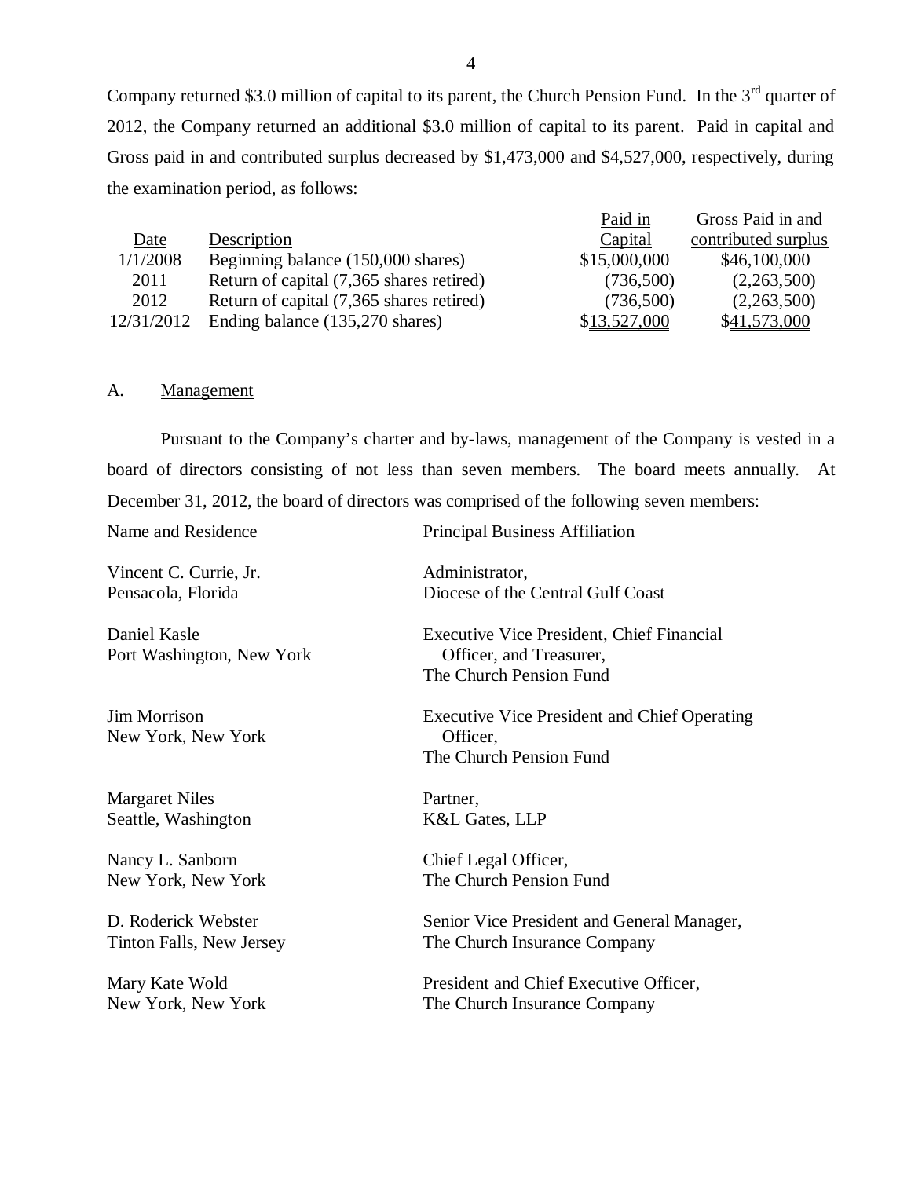Company returned $3.0 million of capital to its parent, the Church Pension Fund. In the 3rd quarter of 2012, the Company returned an additional $3.0 million of capital to its parent. Paid in capital and Gross paid in and contributed surplus decreased by $1,473,000 and $4,527,000, respectively, during the examination period, as follows:

| Date | Description | Paid in Capital | Gross Paid in and contributed surplus |
|---|---|---|---|
| 1/1/2008 | Beginning balance (150,000 shares) | $15,000,000 | $46,100,000 |
| 2011 | Return of capital (7,365 shares retired) | (736,500) | (2,263,500) |
| 2012 | Return of capital (7,365 shares retired) | (736,500) | (2,263,500) |
| 12/31/2012 | Ending balance (135,270 shares) | $13,527,000 | $41,573,000 |

A. Management

Pursuant to the Company's charter and by-laws, management of the Company is vested in a board of directors consisting of not less than seven members. The board meets annually. At December 31, 2012, the board of directors was comprised of the following seven members:

| Name and Residence | Principal Business Affiliation |
|---|---|
| Vincent C. Currie, Jr.<br>Pensacola, Florida | Administrator,<br>Diocese of the Central Gulf Coast |
| Daniel Kasle<br>Port Washington, New York | Executive Vice President, Chief Financial Officer, and Treasurer,<br>The Church Pension Fund |
| Jim Morrison<br>New York, New York | Executive Vice President and Chief Operating Officer,<br>The Church Pension Fund |
| Margaret Niles<br>Seattle, Washington | Partner,<br>K&L Gates, LLP |
| Nancy L. Sanborn<br>New York, New York | Chief Legal Officer,<br>The Church Pension Fund |
| D. Roderick Webster<br>Tinton Falls, New Jersey | Senior Vice President and General Manager,<br>The Church Insurance Company |
| Mary Kate Wold<br>New York, New York | President and Chief Executive Officer,<br>The Church Insurance Company |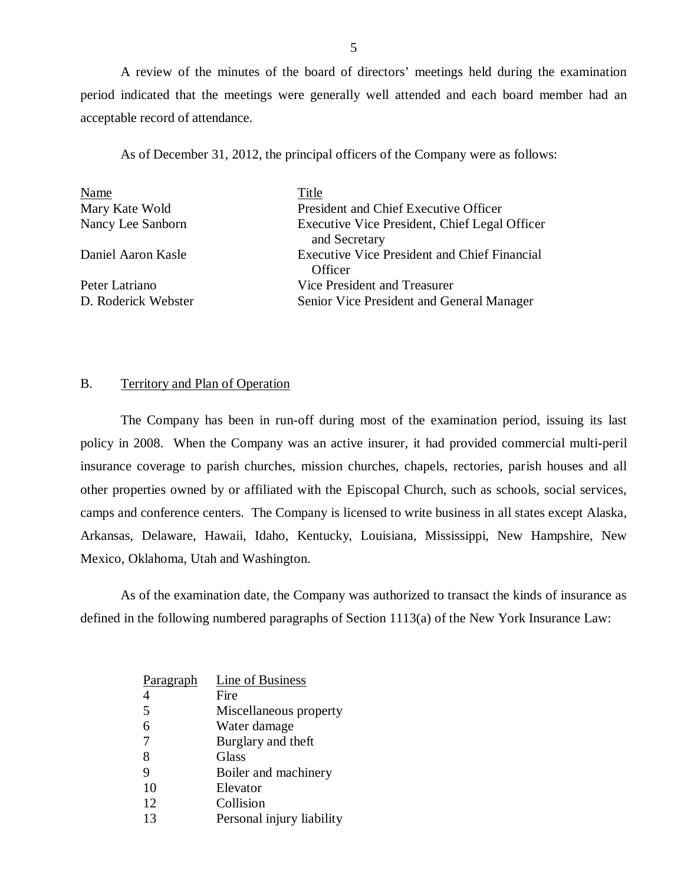A review of the minutes of the board of directors' meetings held during the examination period indicated that the meetings were generally well attended and each board member had an acceptable record of attendance.

As of December 31, 2012, the principal officers of the Company were as follows:

| Name | Title |
|---|---|
| Mary Kate Wold | President and Chief Executive Officer |
| Nancy Lee Sanborn | Executive Vice President, Chief Legal Officer and Secretary |
| Daniel Aaron Kasle | Executive Vice President and Chief Financial Officer |
| Peter Latriano | Vice President and Treasurer |
| D. Roderick Webster | Senior Vice President and General Manager |

## B. Territory and Plan of Operation

The Company has been in run-off during most of the examination period, issuing its last policy in 2008. When the Company was an active insurer, it had provided commercial multi-peril insurance coverage to parish churches, mission churches, chapels, rectories, parish houses and all other properties owned by or affiliated with the Episcopal Church, such as schools, social services, camps and conference centers. The Company is licensed to write business in all states except Alaska, Arkansas, Delaware, Hawaii, Idaho, Kentucky, Louisiana, Mississippi, New Hampshire, New Mexico, Oklahoma, Utah and Washington.

As of the examination date, the Company was authorized to transact the kinds of insurance as defined in the following numbered paragraphs of Section 1113(a) of the New York Insurance Law:

| Paragraph | Line of Business |
|---|---|
| 4 | Fire |
| 5 | Miscellaneous property |
| 6 | Water damage |
| 7 | Burglary and theft |
| 8 | Glass |
| 9 | Boiler and machinery |
| 10 | Elevator |
| 12 | Collision |
| 13 | Personal injury liability |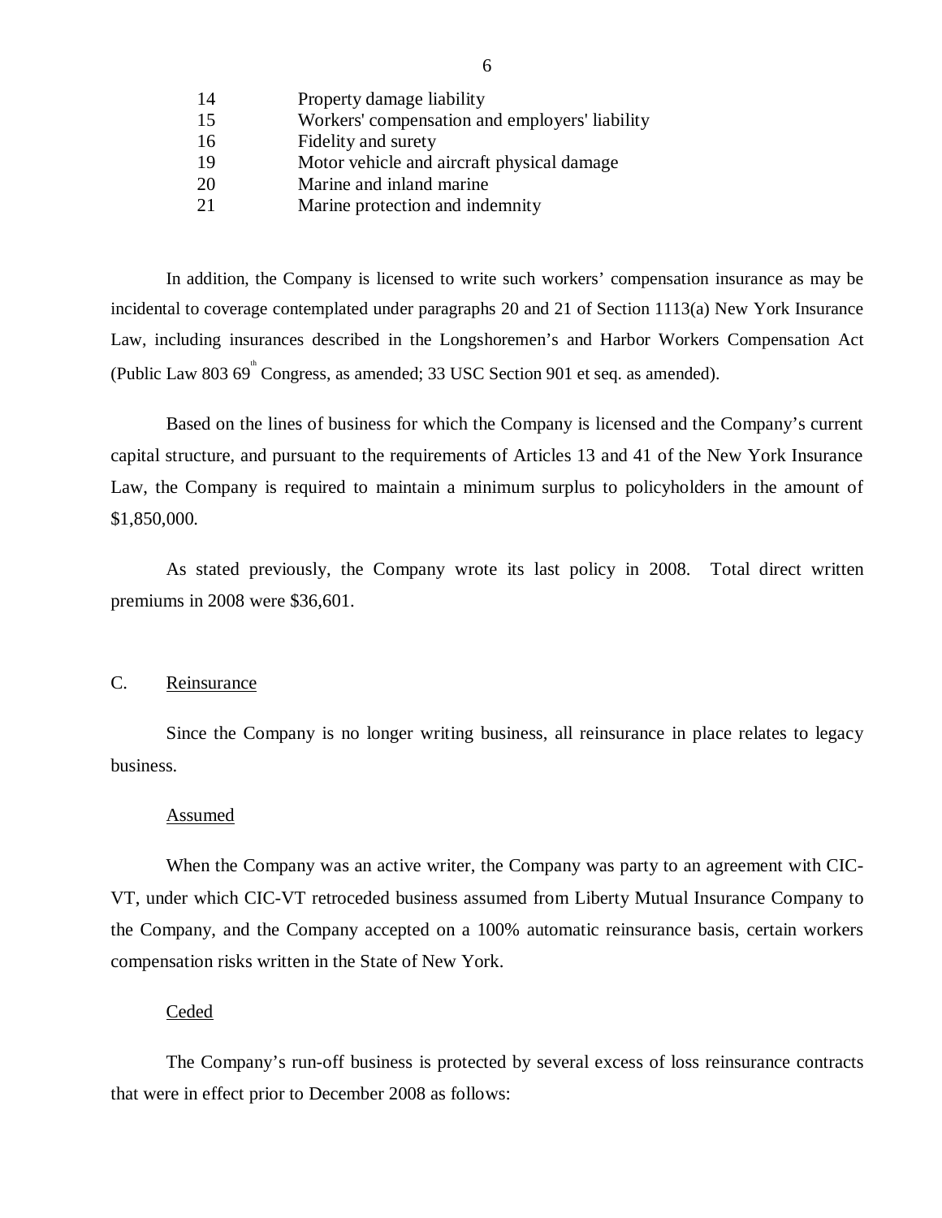| | |
|---|---|
| 14 | Property damage liability |
| 15 | Workers' compensation and employers' liability |
| 16 | Fidelity and surety |
| 19 | Motor vehicle and aircraft physical damage |
| 20 | Marine and inland marine |
| 21 | Marine protection and indemnity |

In addition, the Company is licensed to write such workers' compensation insurance as may be incidental to coverage contemplated under paragraphs 20 and 21 of Section 1113(a) New York Insurance Law, including insurances described in the Longshoremen's and Harbor Workers Compensation Act (Public Law 803 69th Congress, as amended; 33 USC Section 901 et seq. as amended).

Based on the lines of business for which the Company is licensed and the Company's current capital structure, and pursuant to the requirements of Articles 13 and 41 of the New York Insurance Law, the Company is required to maintain a minimum surplus to policyholders in the amount of $1,850,000.

As stated previously, the Company wrote its last policy in 2008. Total direct written premiums in 2008 were $36,601.

## C. Reinsurance

Since the Company is no longer writing business, all reinsurance in place relates to legacy business.

### Assumed

When the Company was an active writer, the Company was party to an agreement with CIC-VT, under which CIC-VT retroceded business assumed from Liberty Mutual Insurance Company to the Company, and the Company accepted on a 100% automatic reinsurance basis, certain workers compensation risks written in the State of New York.

### Ceded

The Company's run-off business is protected by several excess of loss reinsurance contracts that were in effect prior to December 2008 as follows: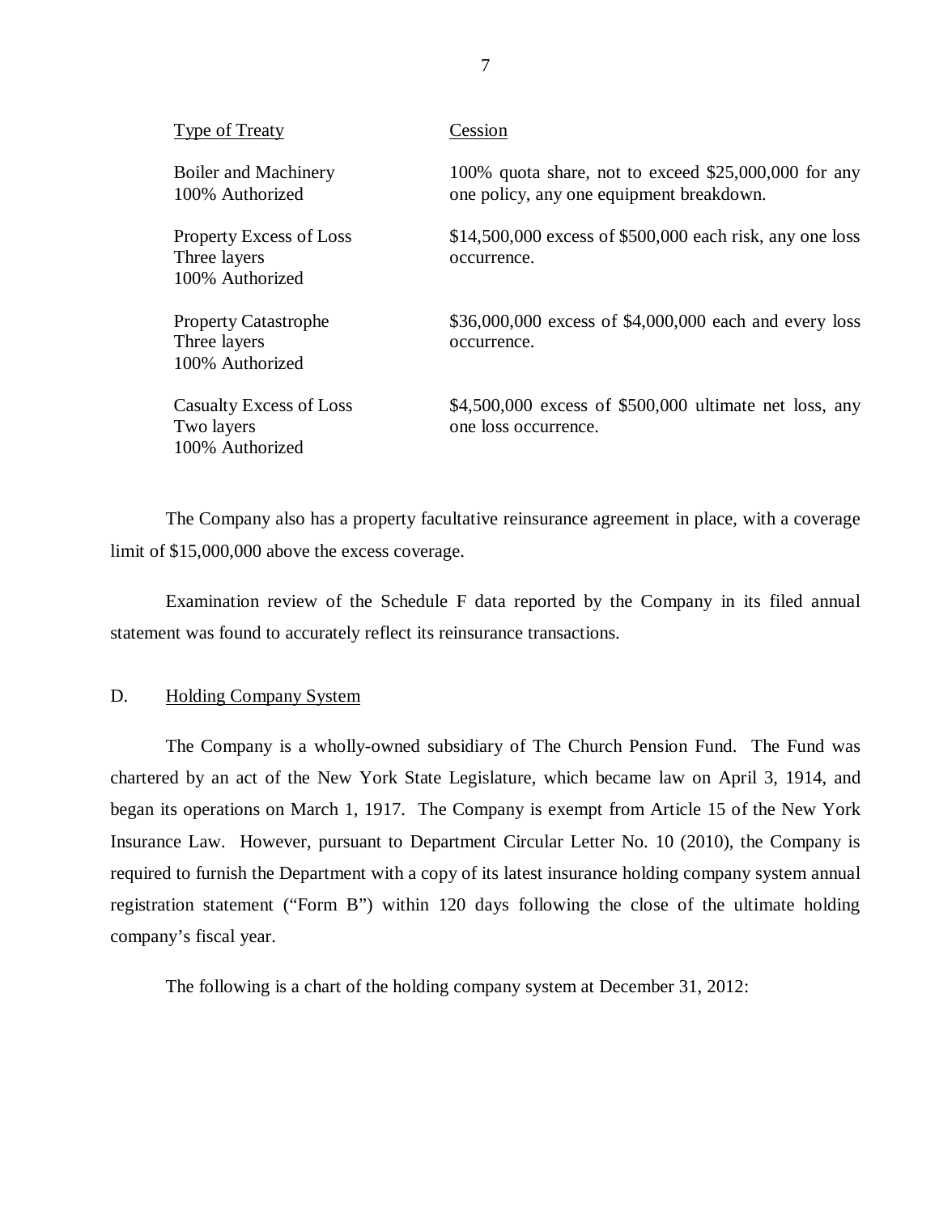| Type of Treaty | Cession |
| --- | --- |
| Boiler and Machinery<br>100% Authorized | 100% quota share, not to exceed $25,000,000 for any one policy, any one equipment breakdown. |
| Property Excess of Loss<br>Three layers<br>100% Authorized | $14,500,000 excess of $500,000 each risk, any one loss occurrence. |
| Property Catastrophe<br>Three layers<br>100% Authorized | $36,000,000 excess of $4,000,000 each and every loss occurrence. |
| Casualty Excess of Loss<br>Two layers<br>100% Authorized | $4,500,000 excess of $500,000 ultimate net loss, any one loss occurrence. |

The Company also has a property facultative reinsurance agreement in place, with a coverage limit of $15,000,000 above the excess coverage.

Examination review of the Schedule F data reported by the Company in its filed annual statement was found to accurately reflect its reinsurance transactions.

## D. Holding Company System

The Company is a wholly-owned subsidiary of The Church Pension Fund. The Fund was chartered by an act of the New York State Legislature, which became law on April 3, 1914, and began its operations on March 1, 1917. The Company is exempt from Article 15 of the New York Insurance Law. However, pursuant to Department Circular Letter No. 10 (2010), the Company is required to furnish the Department with a copy of its latest insurance holding company system annual registration statement ("Form B") within 120 days following the close of the ultimate holding company's fiscal year.

The following is a chart of the holding company system at December 31, 2012: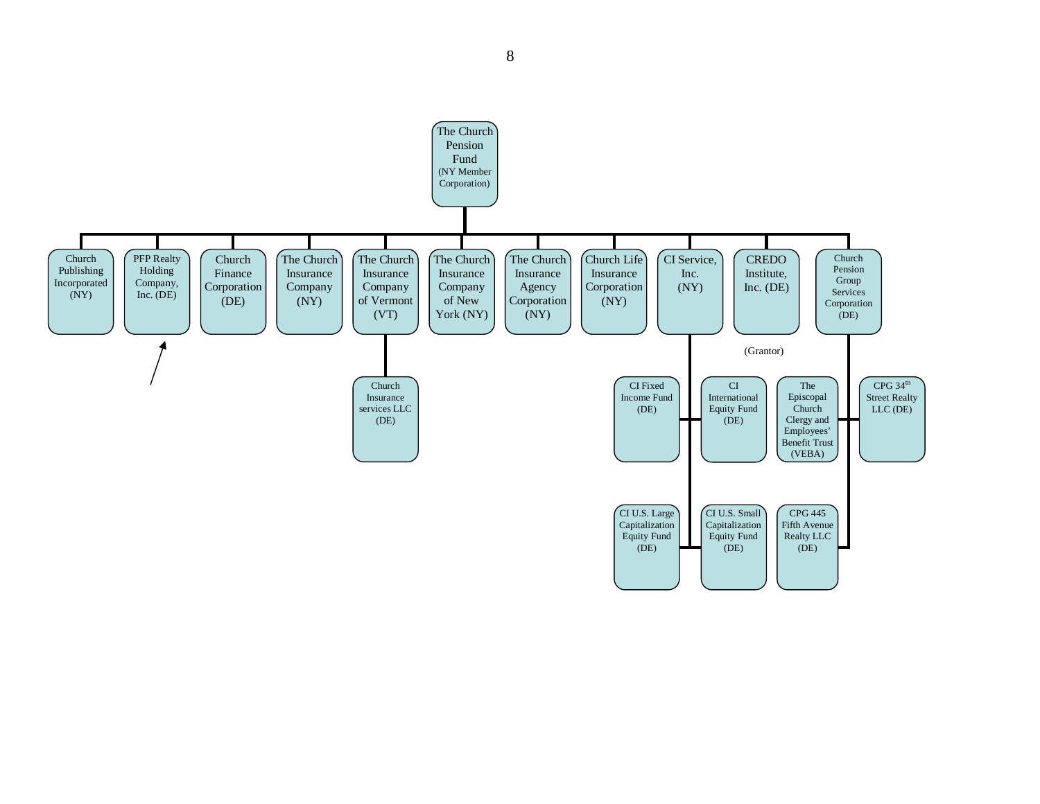The Church Pension Fund (NY Member Corporation)

- Church Publishing Incorporated (NY)
- PFP Realty Holding Company, Inc. (DE)
- Church Finance Corporation (DE)
- The Church Insurance Company (NY)
- The Church Insurance Company of Vermont (VT)
  - Church Insurance services LLC (DE)
- The Church Insurance Company of New York (NY)
- The Church Insurance Agency Corporation (NY)
- Church Life Insurance Corporation (NY)
- CI Service, Inc. (NY)
  - CI Fixed Income Fund (DE)
  - CI International Equity Fund (DE)
  - CI U.S. Large Capitalization Equity Fund (DE)
  - CI U.S. Small Capitalization Equity Fund (DE)
- CREDO Institute, Inc. (DE)
- Church Pension Group Services Corporation (DE) (Grantor)
  - The Episcopal Church Clergy and Employees' Benefit Trust (VEBA)
  - CPG 34th Street Realty LLC (DE)
  - CPG 445 Fifth Avenue Realty LLC (DE)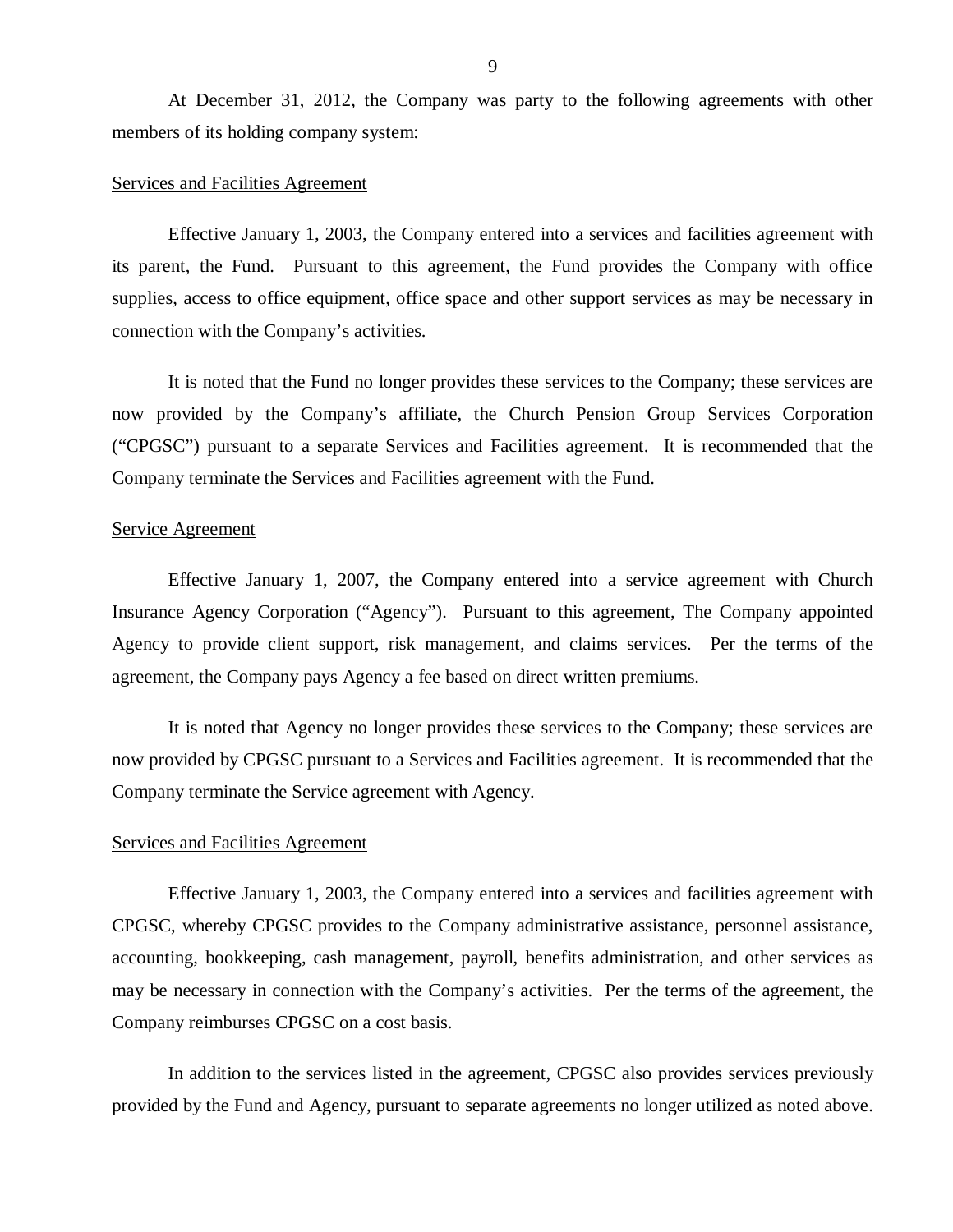At December 31, 2012, the Company was party to the following agreements with other members of its holding company system:

Services and Facilities Agreement

Effective January 1, 2003, the Company entered into a services and facilities agreement with its parent, the Fund. Pursuant to this agreement, the Fund provides the Company with office supplies, access to office equipment, office space and other support services as may be necessary in connection with the Company's activities.

It is noted that the Fund no longer provides these services to the Company; these services are now provided by the Company's affiliate, the Church Pension Group Services Corporation ("CPGSC") pursuant to a separate Services and Facilities agreement. It is recommended that the Company terminate the Services and Facilities agreement with the Fund.

Service Agreement

Effective January 1, 2007, the Company entered into a service agreement with Church Insurance Agency Corporation ("Agency"). Pursuant to this agreement, The Company appointed Agency to provide client support, risk management, and claims services. Per the terms of the agreement, the Company pays Agency a fee based on direct written premiums.

It is noted that Agency no longer provides these services to the Company; these services are now provided by CPGSC pursuant to a Services and Facilities agreement. It is recommended that the Company terminate the Service agreement with Agency.

Services and Facilities Agreement

Effective January 1, 2003, the Company entered into a services and facilities agreement with CPGSC, whereby CPGSC provides to the Company administrative assistance, personnel assistance, accounting, bookkeeping, cash management, payroll, benefits administration, and other services as may be necessary in connection with the Company's activities. Per the terms of the agreement, the Company reimburses CPGSC on a cost basis.

In addition to the services listed in the agreement, CPGSC also provides services previously provided by the Fund and Agency, pursuant to separate agreements no longer utilized as noted above.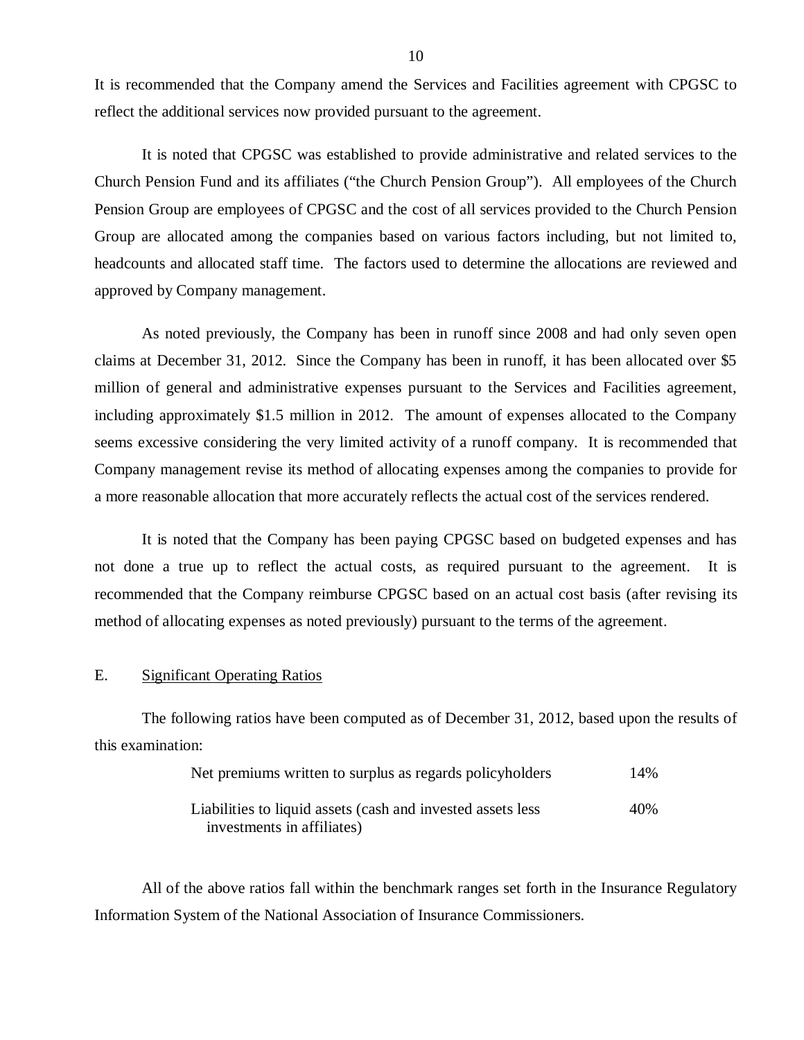It is recommended that the Company amend the Services and Facilities agreement with CPGSC to reflect the additional services now provided pursuant to the agreement.

It is noted that CPGSC was established to provide administrative and related services to the Church Pension Fund and its affiliates ("the Church Pension Group"). All employees of the Church Pension Group are employees of CPGSC and the cost of all services provided to the Church Pension Group are allocated among the companies based on various factors including, but not limited to, headcounts and allocated staff time. The factors used to determine the allocations are reviewed and approved by Company management.

As noted previously, the Company has been in runoff since 2008 and had only seven open claims at December 31, 2012. Since the Company has been in runoff, it has been allocated over $5 million of general and administrative expenses pursuant to the Services and Facilities agreement, including approximately $1.5 million in 2012. The amount of expenses allocated to the Company seems excessive considering the very limited activity of a runoff company. It is recommended that Company management revise its method of allocating expenses among the companies to provide for a more reasonable allocation that more accurately reflects the actual cost of the services rendered.

It is noted that the Company has been paying CPGSC based on budgeted expenses and has not done a true up to reflect the actual costs, as required pursuant to the agreement. It is recommended that the Company reimburse CPGSC based on an actual cost basis (after revising its method of allocating expenses as noted previously) pursuant to the terms of the agreement.

## E. Significant Operating Ratios

The following ratios have been computed as of December 31, 2012, based upon the results of this examination:

| | |
|---|---|
| Net premiums written to surplus as regards policyholders | 14% |
| Liabilities to liquid assets (cash and invested assets less investments in affiliates) | 40% |

All of the above ratios fall within the benchmark ranges set forth in the Insurance Regulatory Information System of the National Association of Insurance Commissioners.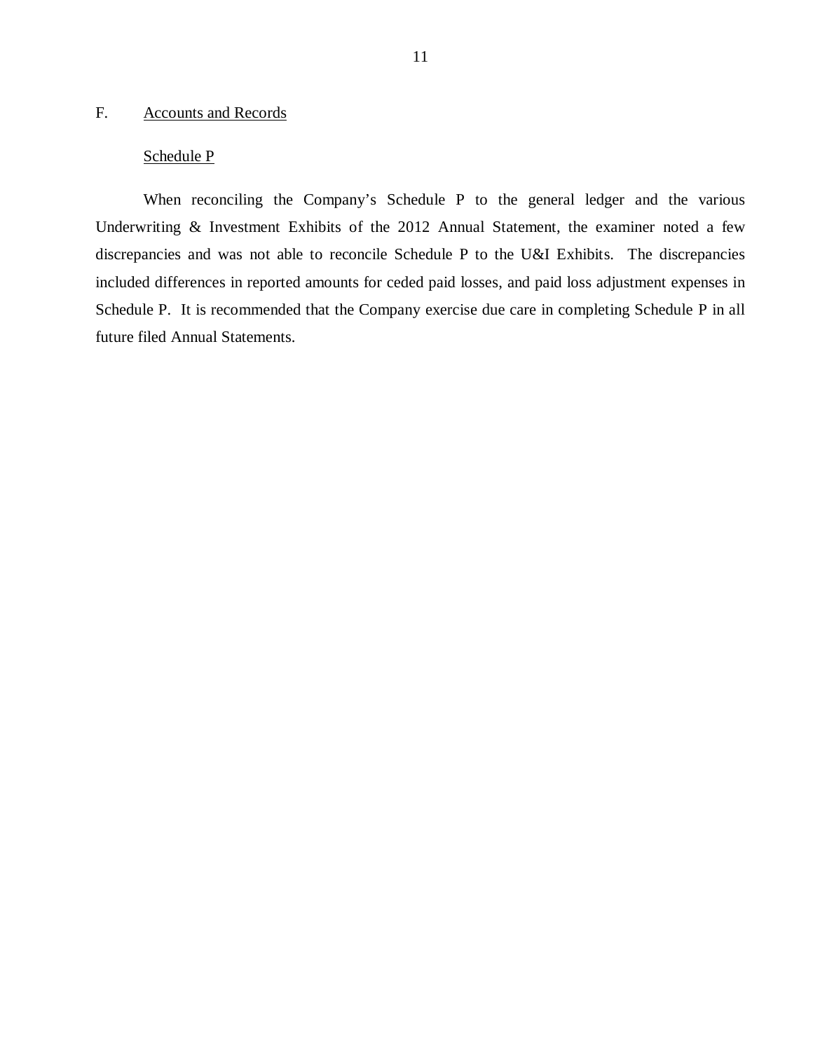## F. Accounts and Records

### Schedule P

When reconciling the Company's Schedule P to the general ledger and the various Underwriting & Investment Exhibits of the 2012 Annual Statement, the examiner noted a few discrepancies and was not able to reconcile Schedule P to the U&I Exhibits. The discrepancies included differences in reported amounts for ceded paid losses, and paid loss adjustment expenses in Schedule P. It is recommended that the Company exercise due care in completing Schedule P in all future filed Annual Statements.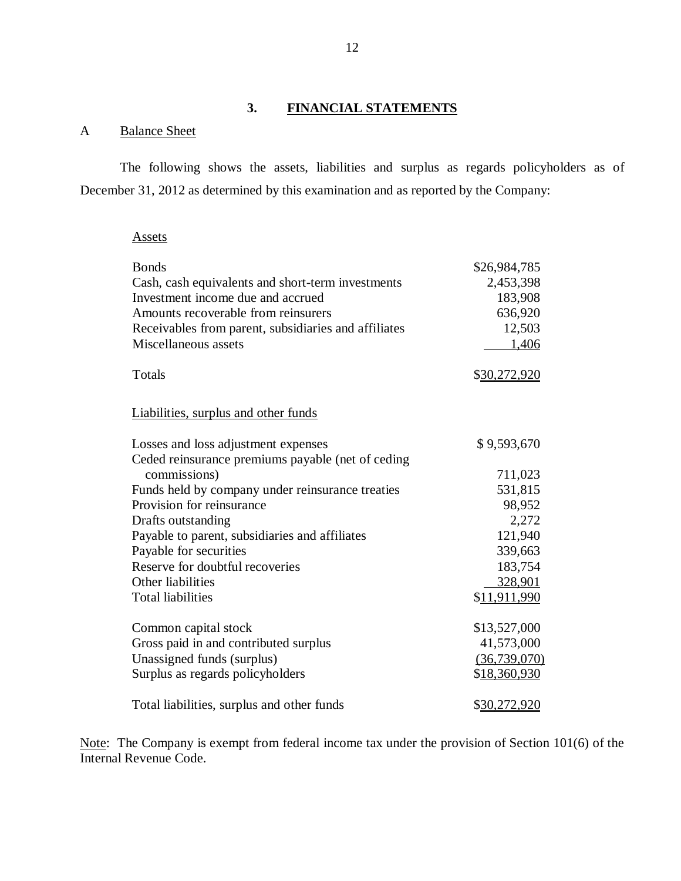## 3. FINANCIAL STATEMENTS

### A Balance Sheet

The following shows the assets, liabilities and surplus as regards policyholders as of December 31, 2012 as determined by this examination and as reported by the Company:

| Assets | |
|---|---|
| Bonds | $26,984,785 |
| Cash, cash equivalents and short-term investments | 2,453,398 |
| Investment income due and accrued | 183,908 |
| Amounts recoverable from reinsurers | 636,920 |
| Receivables from parent, subsidiaries and affiliates | 12,503 |
| Miscellaneous assets | 1,406 |
| Totals | $30,272,920 |

| Liabilities, surplus and other funds | |
|---|---|
| Losses and loss adjustment expenses | $ 9,593,670 |
| Ceded reinsurance premiums payable (net of ceding commissions) | 711,023 |
| Funds held by company under reinsurance treaties | 531,815 |
| Provision for reinsurance | 98,952 |
| Drafts outstanding | 2,272 |
| Payable to parent, subsidiaries and affiliates | 121,940 |
| Payable for securities | 339,663 |
| Reserve for doubtful recoveries | 183,754 |
| Other liabilities | 328,901 |
| Total liabilities | $11,911,990 |
| | |
| Common capital stock | $13,527,000 |
| Gross paid in and contributed surplus | 41,573,000 |
| Unassigned funds (surplus) | (36,739,070) |
| Surplus as regards policyholders | $18,360,930 |
| | |
| Total liabilities, surplus and other funds | $30,272,920 |

Note: The Company is exempt from federal income tax under the provision of Section 101(6) of the Internal Revenue Code.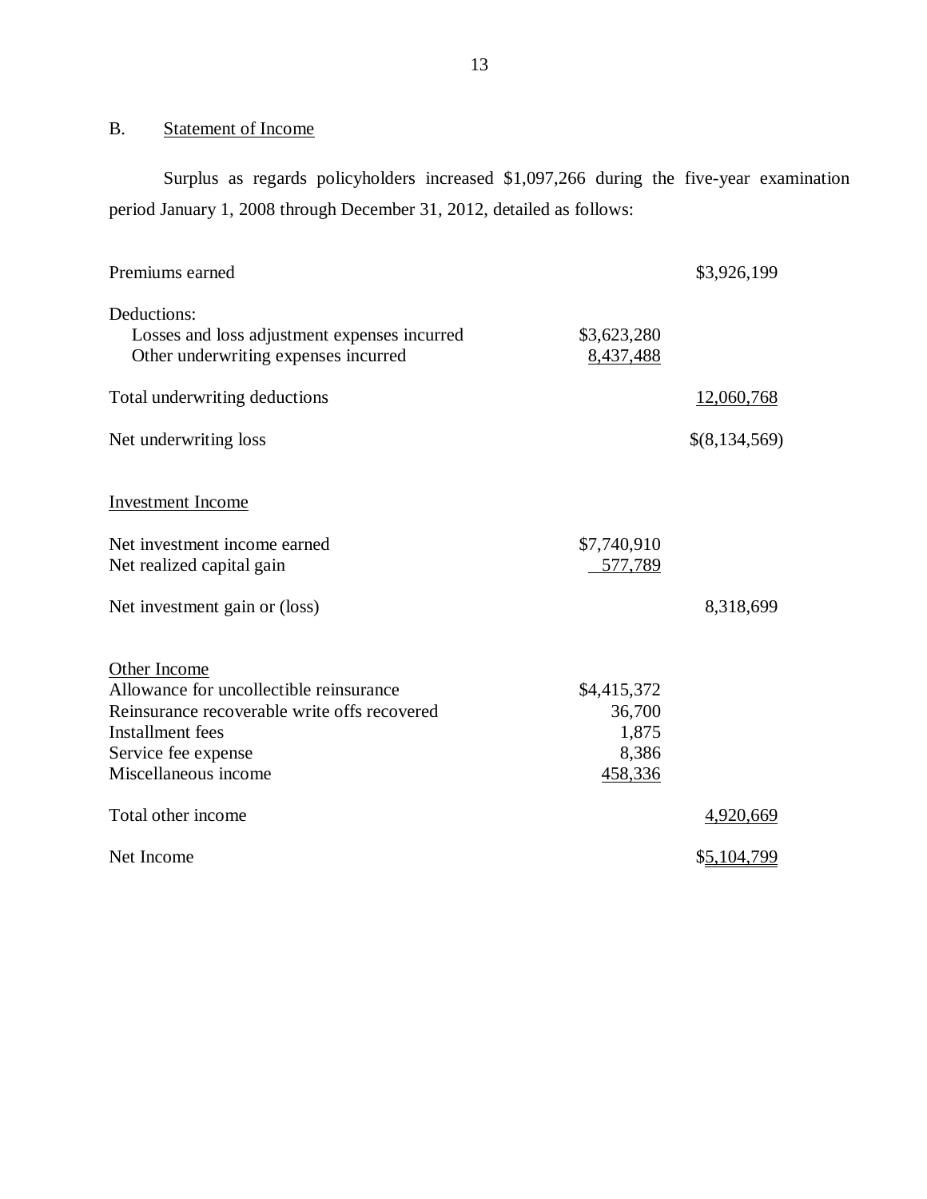## B. Statement of Income

Surplus as regards policyholders increased $1,097,266 during the five-year examination period January 1, 2008 through December 31, 2012, detailed as follows:

| | | |
|---|---|---|
| Premiums earned | | $3,926,199 |
| Deductions: | | |
| Losses and loss adjustment expenses incurred | $3,623,280 | |
| Other underwriting expenses incurred | 8,437,488 | |
| Total underwriting deductions | | 12,060,768 |
| Net underwriting loss | | $(8,134,569) |
| Investment Income | | |
| Net investment income earned | $7,740,910 | |
| Net realized capital gain | 577,789 | |
| Net investment gain or (loss) | | 8,318,699 |
| Other Income | | |
| Allowance for uncollectible reinsurance | $4,415,372 | |
| Reinsurance recoverable write offs recovered | 36,700 | |
| Installment fees | 1,875 | |
| Service fee expense | 8,386 | |
| Miscellaneous income | 458,336 | |
| Total other income | | 4,920,669 |
| Net Income | | $5,104,799 |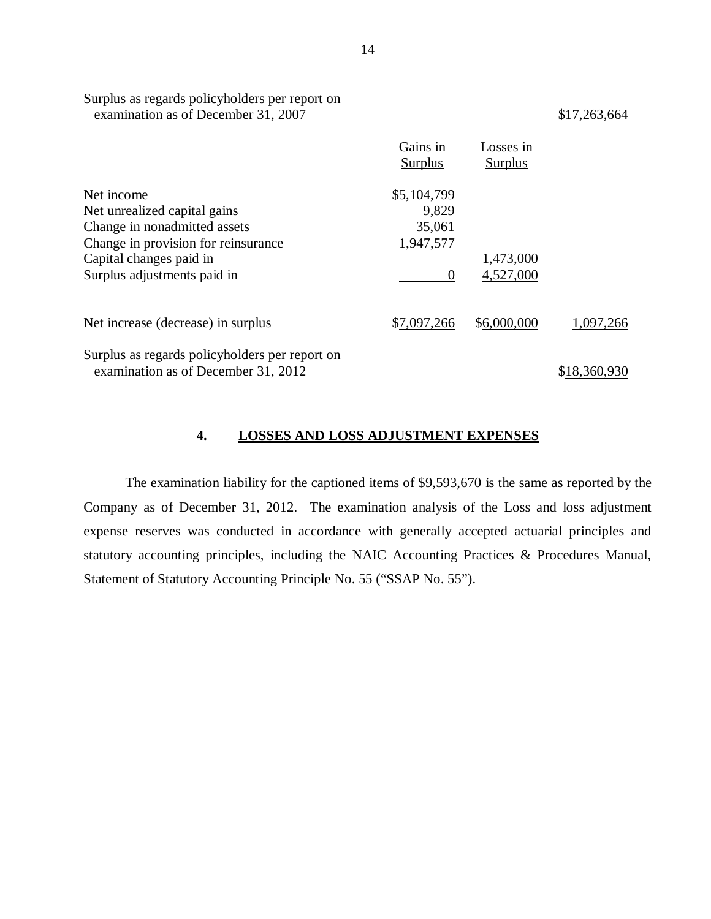| | Gains in Surplus | Losses in Surplus | |
|---|---|---|---|
| Surplus as regards policyholders per report on examination as of December 31, 2007 | | | $17,263,664 |
| Net income | $5,104,799 | | |
| Net unrealized capital gains | 9,829 | | |
| Change in nonadmitted assets | 35,061 | | |
| Change in provision for reinsurance | 1,947,577 | | |
| Capital changes paid in | | 1,473,000 | |
| Surplus adjustments paid in | 0 | 4,527,000 | |
| Net increase (decrease) in surplus | $7,097,266 | $6,000,000 | 1,097,266 |
| Surplus as regards policyholders per report on examination as of December 31, 2012 | | | $18,360,930 |

## 4. LOSSES AND LOSS ADJUSTMENT EXPENSES

The examination liability for the captioned items of $9,593,670 is the same as reported by the Company as of December 31, 2012. The examination analysis of the Loss and loss adjustment expense reserves was conducted in accordance with generally accepted actuarial principles and statutory accounting principles, including the NAIC Accounting Practices & Procedures Manual, Statement of Statutory Accounting Principle No. 55 ("SSAP No. 55").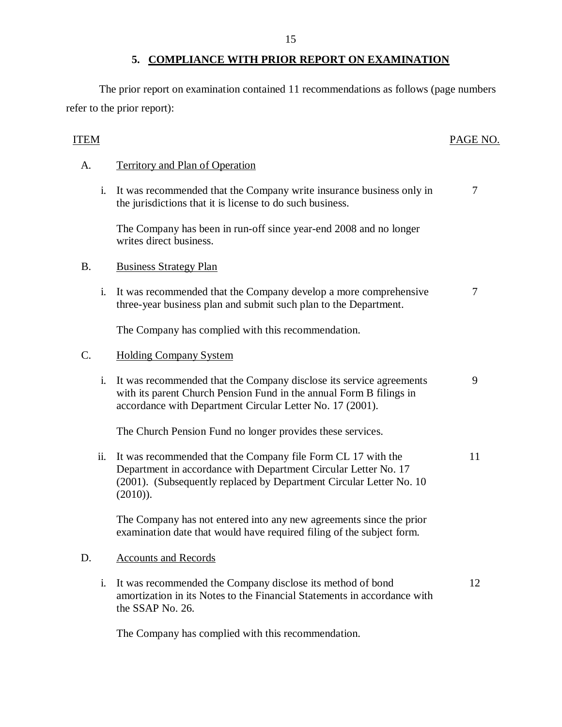## 5. COMPLIANCE WITH PRIOR REPORT ON EXAMINATION

The prior report on examination contained 11 recommendations as follows (page numbers refer to the prior report):

| ITEM | | PAGE NO. |
|---|---|---|
| A. | Territory and Plan of Operation | |
| i. | It was recommended that the Company write insurance business only in the jurisdictions that it is license to do such business. | 7 |
| | The Company has been in run-off since year-end 2008 and no longer writes direct business. | |
| B. | Business Strategy Plan | |
| i. | It was recommended that the Company develop a more comprehensive three-year business plan and submit such plan to the Department. | 7 |
| | The Company has complied with this recommendation. | |
| C. | Holding Company System | |
| i. | It was recommended that the Company disclose its service agreements with its parent Church Pension Fund in the annual Form B filings in accordance with Department Circular Letter No. 17 (2001). | 9 |
| | The Church Pension Fund no longer provides these services. | |
| ii. | It was recommended that the Company file Form CL 17 with the Department in accordance with Department Circular Letter No. 17 (2001). (Subsequently replaced by Department Circular Letter No. 10 (2010)). | 11 |
| | The Company has not entered into any new agreements since the prior examination date that would have required filing of the subject form. | |
| D. | Accounts and Records | |
| i. | It was recommended the Company disclose its method of bond amortization in its Notes to the Financial Statements in accordance with the SSAP No. 26. | 12 |
| | The Company has complied with this recommendation. | |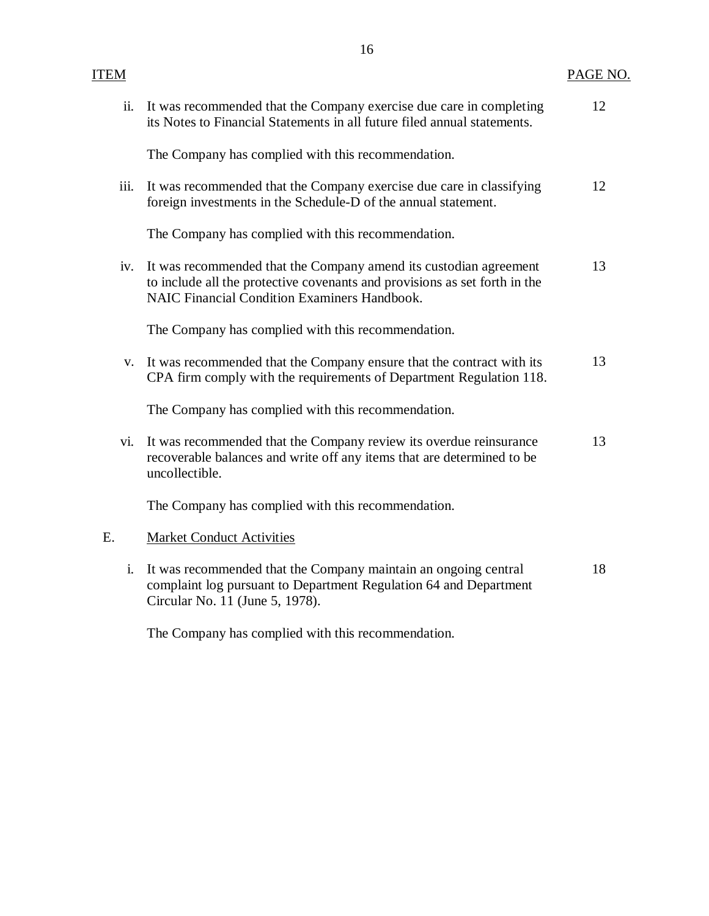| ITEM | | PAGE NO. |
|---|---|---|
| ii. | It was recommended that the Company exercise due care in completing its Notes to Financial Statements in all future filed annual statements. | 12 |
| | The Company has complied with this recommendation. | |
| iii. | It was recommended that the Company exercise due care in classifying foreign investments in the Schedule-D of the annual statement. | 12 |
| | The Company has complied with this recommendation. | |
| iv. | It was recommended that the Company amend its custodian agreement to include all the protective covenants and provisions as set forth in the NAIC Financial Condition Examiners Handbook. | 13 |
| | The Company has complied with this recommendation. | |
| v. | It was recommended that the Company ensure that the contract with its CPA firm comply with the requirements of Department Regulation 118. | 13 |
| | The Company has complied with this recommendation. | |
| vi. | It was recommended that the Company review its overdue reinsurance recoverable balances and write off any items that are determined to be uncollectible. | 13 |
| | The Company has complied with this recommendation. | |
| E. | Market Conduct Activities | |
| i. | It was recommended that the Company maintain an ongoing central complaint log pursuant to Department Regulation 64 and Department Circular No. 11 (June 5, 1978). | 18 |
| | The Company has complied with this recommendation. | |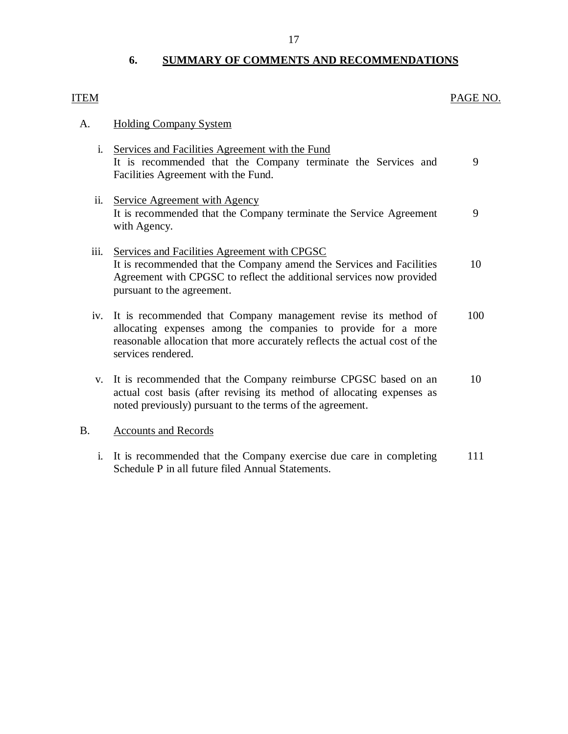## 6. SUMMARY OF COMMENTS AND RECOMMENDATIONS

| ITEM | | PAGE NO. |
|---|---|---|
| A. | Holding Company System | |
| i. | Services and Facilities Agreement with the Fund<br>It is recommended that the Company terminate the Services and Facilities Agreement with the Fund. | 9 |
| ii. | Service Agreement with Agency<br>It is recommended that the Company terminate the Service Agreement with Agency. | 9 |
| iii. | Services and Facilities Agreement with CPGSC<br>It is recommended that the Company amend the Services and Facilities Agreement with CPGSC to reflect the additional services now provided pursuant to the agreement. | 10 |
| iv. | It is recommended that Company management revise its method of allocating expenses among the companies to provide for a more reasonable allocation that more accurately reflects the actual cost of the services rendered. | 100 |
| v. | It is recommended that the Company reimburse CPGSC based on an actual cost basis (after revising its method of allocating expenses as noted previously) pursuant to the terms of the agreement. | 10 |
| B. | Accounts and Records | |
| i. | It is recommended that the Company exercise due care in completing Schedule P in all future filed Annual Statements. | 111 |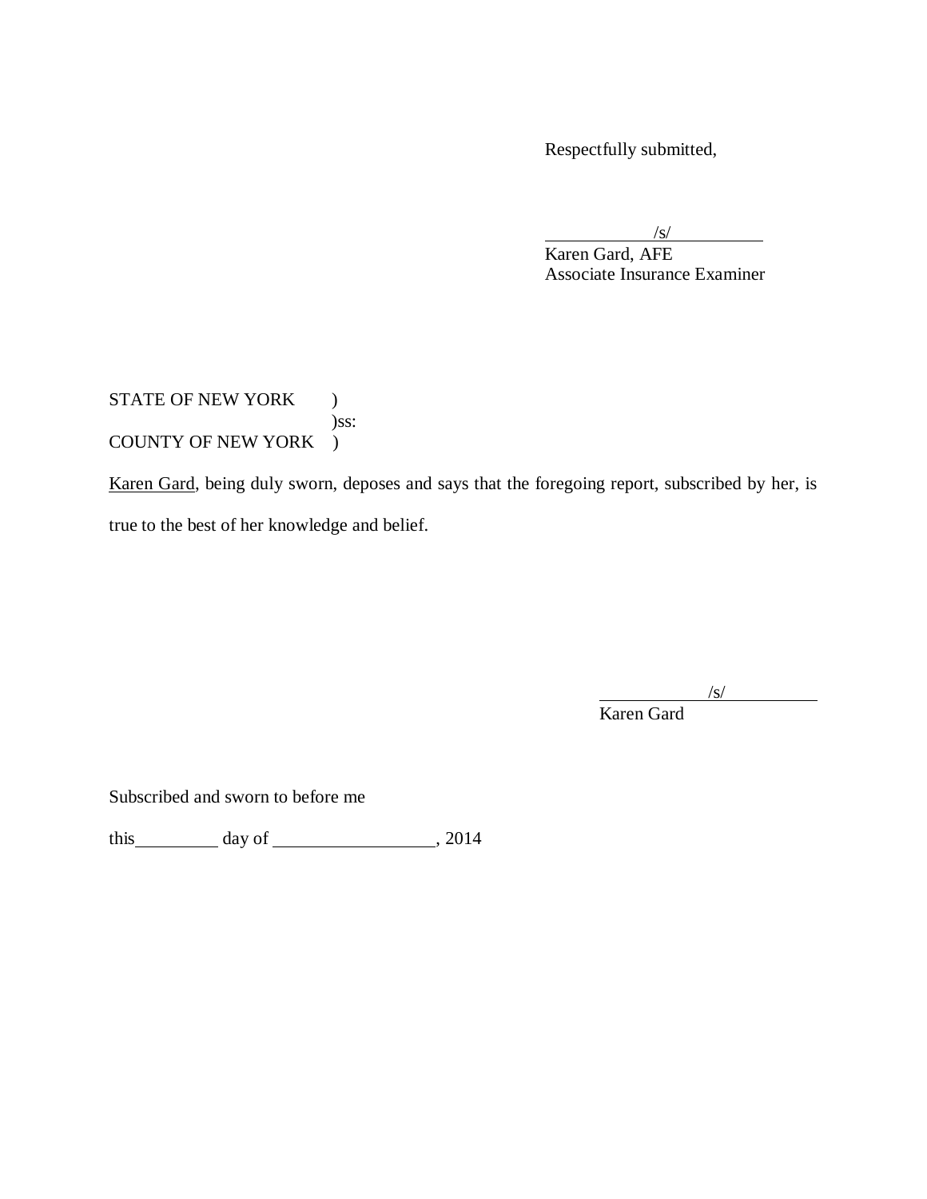Respectfully submitted,

/s/
Karen Gard, AFE
Associate Insurance Examiner

STATE OF NEW YORK )
)ss:
COUNTY OF NEW YORK )

Karen Gard, being duly sworn, deposes and says that the foregoing report, subscribed by her, is true to the best of her knowledge and belief.

/s/
Karen Gard

Subscribed and sworn to before me

this\_\_\_\_\_\_\_\_\_ day of \_\_\_\_\_\_\_\_\_\_\_\_\_\_\_\_\_\_, 2014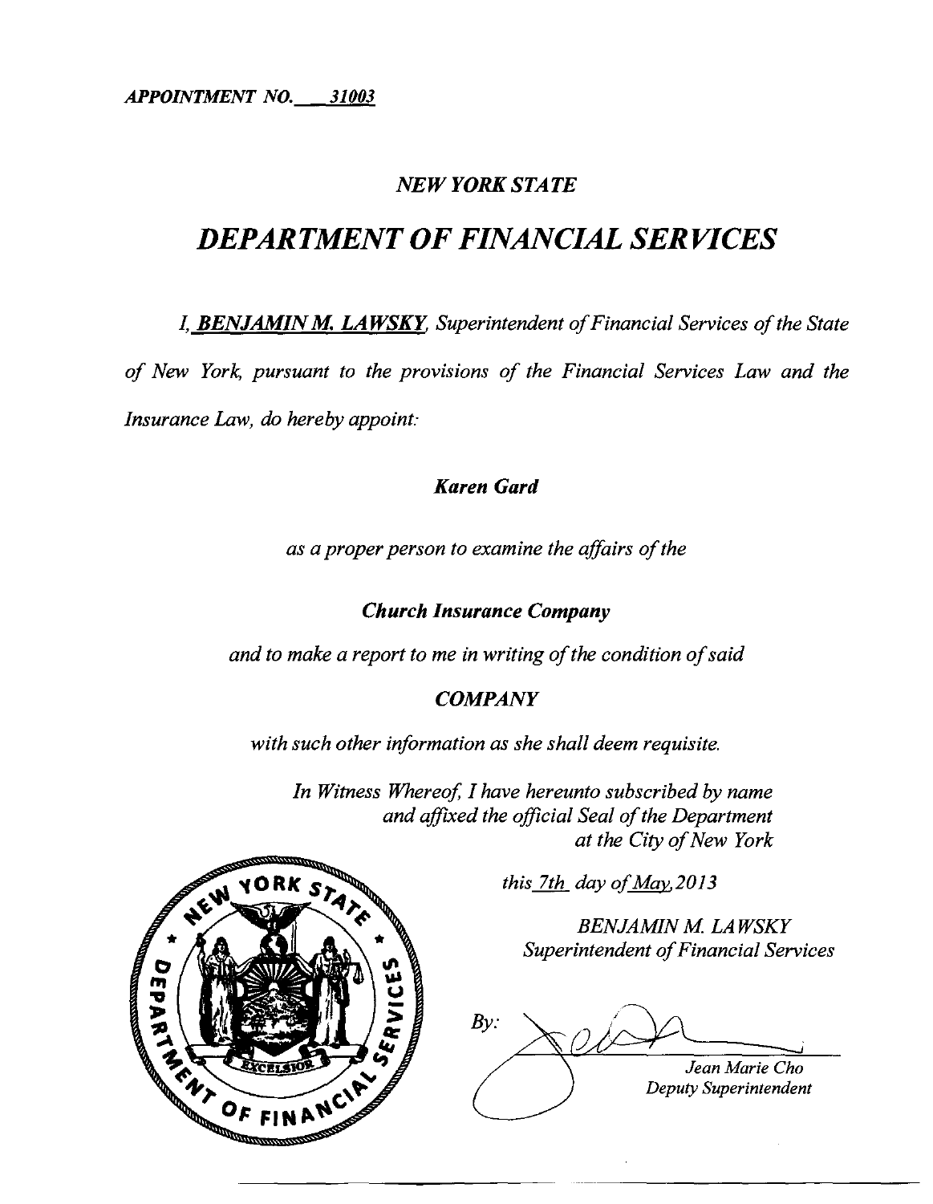*APPOINTMENT NO.* ***31003***

## *NEW YORK STATE*

# *DEPARTMENT OF FINANCIAL SERVICES*

*I,* ***BENJAMIN M. LAWSKY****, Superintendent of Financial Services of the State of New York, pursuant to the provisions of the Financial Services Law and the Insurance Law, do hereby appoint:*

***Karen Gard***

*as a proper person to examine the affairs of the*

***Church Insurance Company***

*and to make a report to me in writing of the condition of said*

***COMPANY***

*with such other information as she shall deem requisite.*

*In Witness Whereof, I have hereunto subscribed by name and affixed the official Seal of the Department at the City of New York*

*this 7th day of May, 2013*

*BENJAMIN M. LAWSKY*
*Superintendent of Financial Services*

*By:*

*Jean Marie Cho*
*Deputy Superintendent*

NEW YORK STATE DEPARTMENT OF FINANCIAL SERVICES
EXCELSIOR